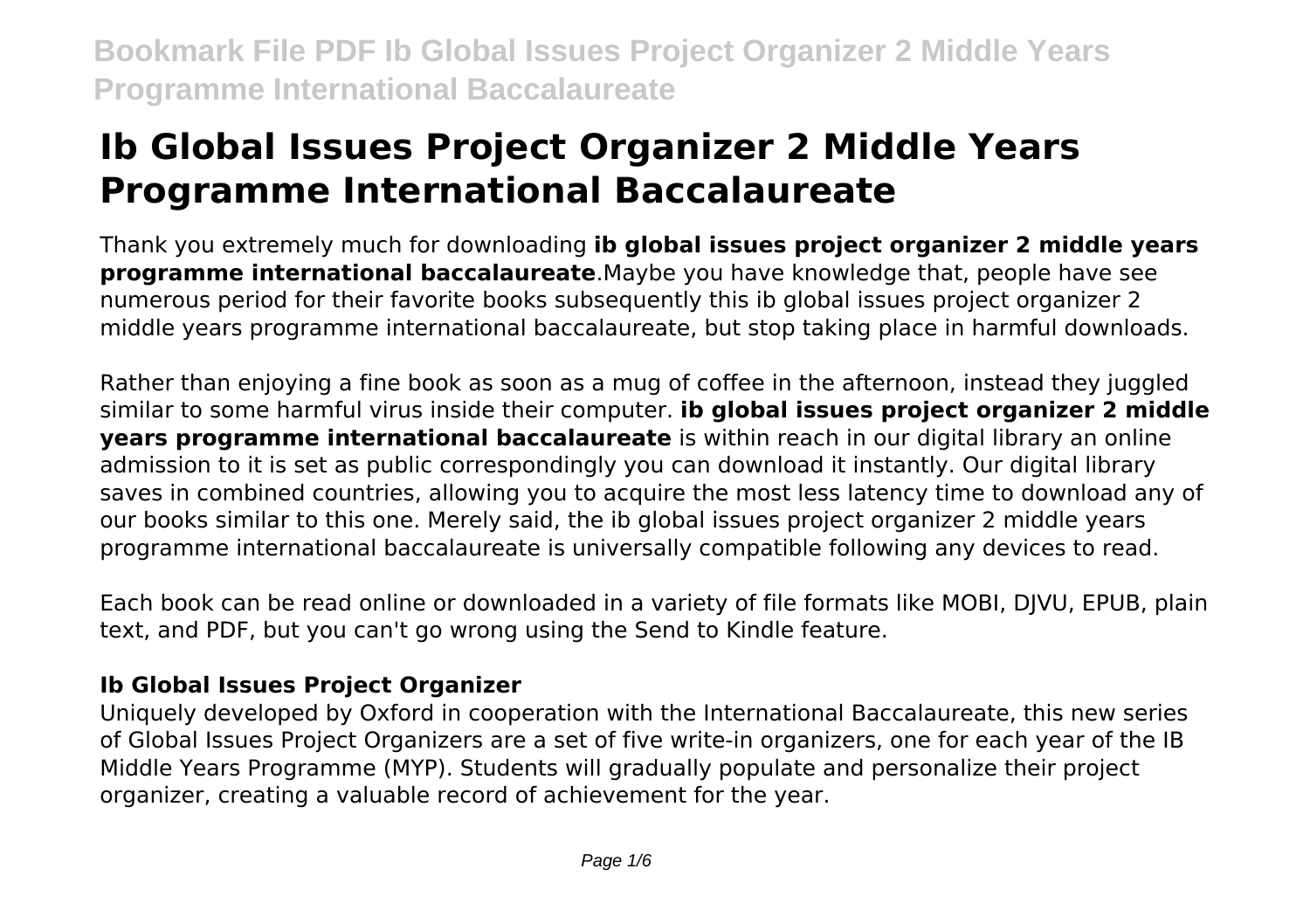# Ib Global Issues Project Organizer 2 Middle Years Programme International Baccalaureate

Thank you extremely much for downloading **ib global issues project organizer 2 middle years programme international baccalaureate**.Maybe you have knowledge that, people have see numerous period for their favorite books subsequently this ib global issues project organizer 2 middle years programme international baccalaureate, but stop taking place in harmful downloads.

Rather than enjoying a fine book as soon as a mug of coffee in the afternoon, instead they juggled similar to some harmful virus inside their computer. **ib global issues project organizer 2 middle years programme international baccalaureate** is within reach in our digital library an online admission to it is set as public correspondingly you can download it instantly. Our digital library saves in combined countries, allowing you to acquire the most less latency time to download any of our books similar to this one. Merely said, the ib global issues project organizer 2 middle years programme international baccalaureate is universally compatible following any devices to read.

Each book can be read online or downloaded in a variety of file formats like MOBI, DJVU, EPUB, plain text, and PDF, but you can't go wrong using the Send to Kindle feature.

### Ib Global Issues Project Organizer

Uniquely developed by Oxford in cooperation with the International Baccalaureate, this new series of Global Issues Project Organizers are a set of five write-in organizers, one for each year of the IB Middle Years Programme (MYP). Students will gradually populate and personalize their project organizer, creating a valuable record of achievement for the year.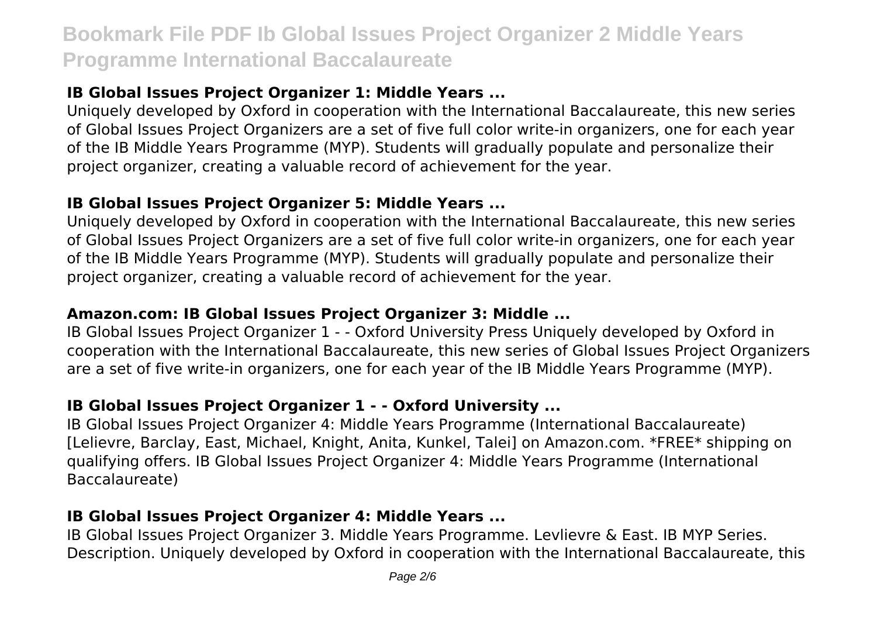### IB Global Issues Project Organizer 1: Middle Years ...

Uniquely developed by Oxford in cooperation with the International Baccalaureate, this new series of Global Issues Project Organizers are a set of five full color write-in organizers, one for each year of the IB Middle Years Programme (MYP). Students will gradually populate and personalize their project organizer, creating a valuable record of achievement for the year.

### IB Global Issues Project Organizer 5: Middle Years ...

Uniquely developed by Oxford in cooperation with the International Baccalaureate, this new series of Global Issues Project Organizers are a set of five full color write-in organizers, one for each year of the IB Middle Years Programme (MYP). Students will gradually populate and personalize their project organizer, creating a valuable record of achievement for the year.

### Amazon.com: IB Global Issues Project Organizer 3: Middle ...

IB Global Issues Project Organizer 1 - - Oxford University Press Uniquely developed by Oxford in cooperation with the International Baccalaureate, this new series of Global Issues Project Organizers are a set of five write-in organizers, one for each year of the IB Middle Years Programme (MYP).

### IB Global Issues Project Organizer 1 - - Oxford University ...

IB Global Issues Project Organizer 4: Middle Years Programme (International Baccalaureate) [Lelievre, Barclay, East, Michael, Knight, Anita, Kunkel, Talei] on Amazon.com. *FREE* shipping on qualifying offers. IB Global Issues Project Organizer 4: Middle Years Programme (International Baccalaureate)

### IB Global Issues Project Organizer 4: Middle Years ...

IB Global Issues Project Organizer 3. Middle Years Programme. Levlievre & East. IB MYP Series. Description. Uniquely developed by Oxford in cooperation with the International Baccalaureate, this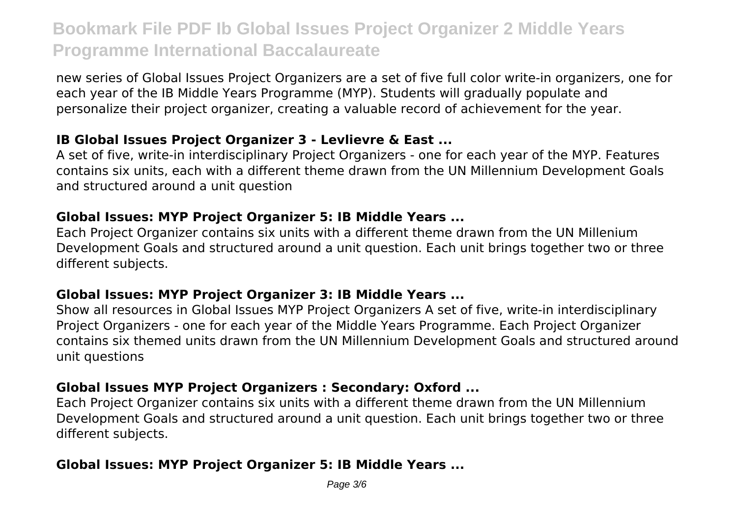new series of Global Issues Project Organizers are a set of five full color write-in organizers, one for each year of the IB Middle Years Programme (MYP). Students will gradually populate and personalize their project organizer, creating a valuable record of achievement for the year.

### IB Global Issues Project Organizer 3 - Levlievre & East ...

A set of five, write-in interdisciplinary Project Organizers - one for each year of the MYP. Features contains six units, each with a different theme drawn from the UN Millennium Development Goals and structured around a unit question

### Global Issues: MYP Project Organizer 5: IB Middle Years ...

Each Project Organizer contains six units with a different theme drawn from the UN Millenium Development Goals and structured around a unit question. Each unit brings together two or three different subjects.

### Global Issues: MYP Project Organizer 3: IB Middle Years ...

Show all resources in Global Issues MYP Project Organizers A set of five, write-in interdisciplinary Project Organizers - one for each year of the Middle Years Programme. Each Project Organizer contains six themed units drawn from the UN Millennium Development Goals and structured around unit questions

### Global Issues MYP Project Organizers : Secondary: Oxford ...

Each Project Organizer contains six units with a different theme drawn from the UN Millennium Development Goals and structured around a unit question. Each unit brings together two or three different subjects.

### Global Issues: MYP Project Organizer 5: IB Middle Years ...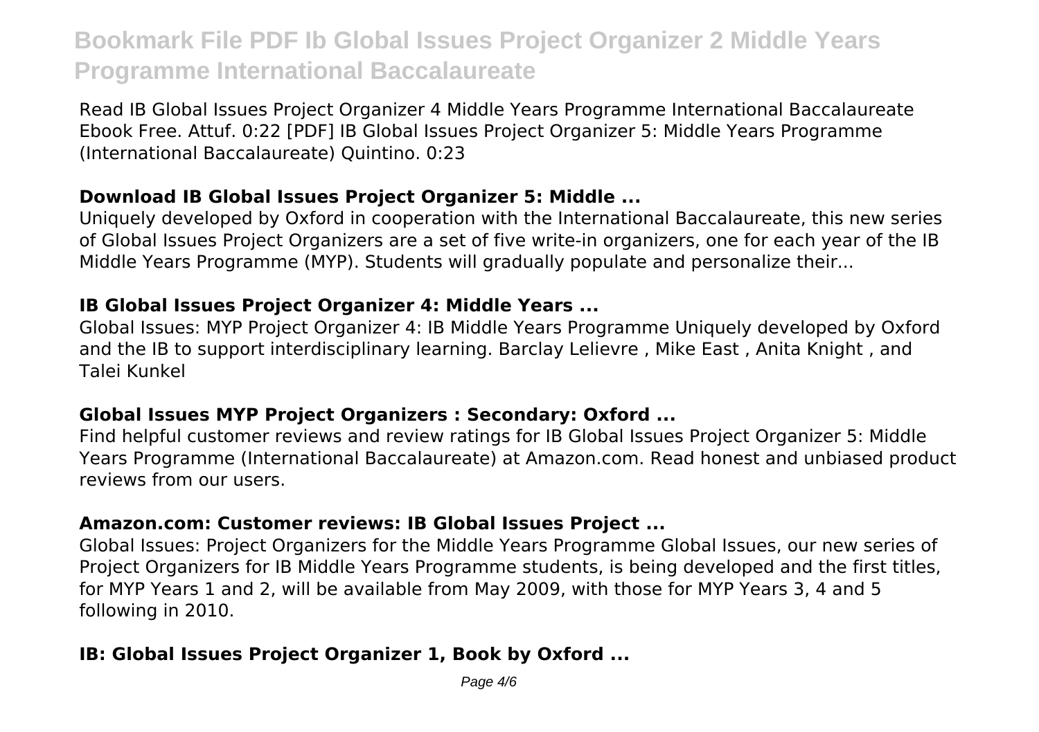Read IB Global Issues Project Organizer 4 Middle Years Programme International Baccalaureate Ebook Free. Attuf. 0:22 [PDF] IB Global Issues Project Organizer 5: Middle Years Programme (International Baccalaureate) Quintino. 0:23

### Download IB Global Issues Project Organizer 5: Middle ...

Uniquely developed by Oxford in cooperation with the International Baccalaureate, this new series of Global Issues Project Organizers are a set of five write-in organizers, one for each year of the IB Middle Years Programme (MYP). Students will gradually populate and personalize their...

### IB Global Issues Project Organizer 4: Middle Years ...

Global Issues: MYP Project Organizer 4: IB Middle Years Programme Uniquely developed by Oxford and the IB to support interdisciplinary learning. Barclay Lelievre , Mike East , Anita Knight , and Talei Kunkel

### Global Issues MYP Project Organizers : Secondary: Oxford ...

Find helpful customer reviews and review ratings for IB Global Issues Project Organizer 5: Middle Years Programme (International Baccalaureate) at Amazon.com. Read honest and unbiased product reviews from our users.

### Amazon.com: Customer reviews: IB Global Issues Project ...

Global Issues: Project Organizers for the Middle Years Programme Global Issues, our new series of Project Organizers for IB Middle Years Programme students, is being developed and the first titles, for MYP Years 1 and 2, will be available from May 2009, with those for MYP Years 3, 4 and 5 following in 2010.

### IB: Global Issues Project Organizer 1, Book by Oxford ...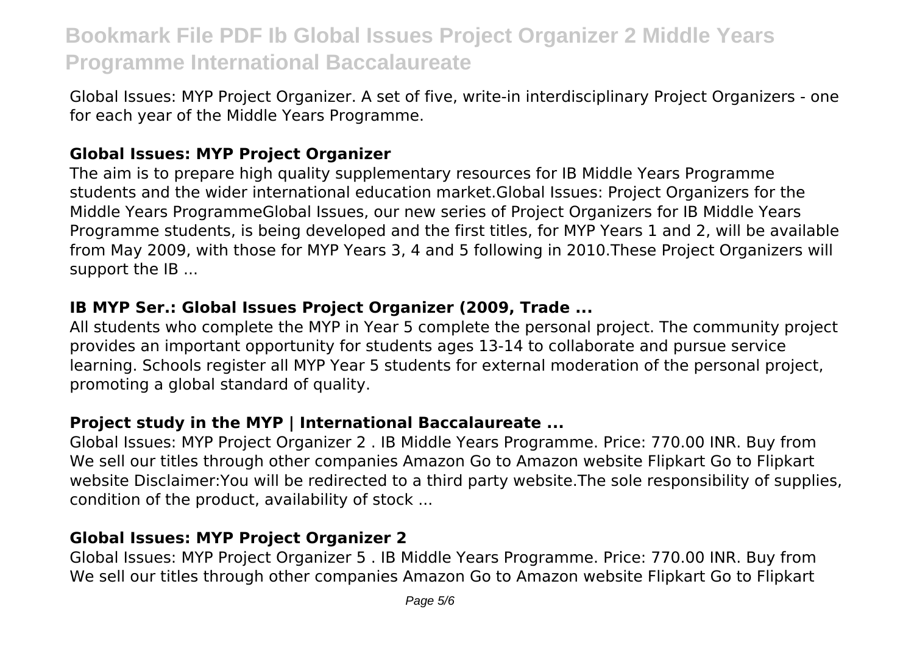Global Issues: MYP Project Organizer. A set of five, write-in interdisciplinary Project Organizers - one for each year of the Middle Years Programme.

### Global Issues: MYP Project Organizer

The aim is to prepare high quality supplementary resources for IB Middle Years Programme students and the wider international education market.Global Issues: Project Organizers for the Middle Years ProgrammeGlobal Issues, our new series of Project Organizers for IB Middle Years Programme students, is being developed and the first titles, for MYP Years 1 and 2, will be available from May 2009, with those for MYP Years 3, 4 and 5 following in 2010.These Project Organizers will support the IB ...

### IB MYP Ser.: Global Issues Project Organizer (2009, Trade ...

All students who complete the MYP in Year 5 complete the personal project. The community project provides an important opportunity for students ages 13-14 to collaborate and pursue service learning. Schools register all MYP Year 5 students for external moderation of the personal project, promoting a global standard of quality.

### Project study in the MYP | International Baccalaureate ...

Global Issues: MYP Project Organizer 2 . IB Middle Years Programme. Price: 770.00 INR. Buy from We sell our titles through other companies Amazon Go to Amazon website Flipkart Go to Flipkart website Disclaimer:You will be redirected to a third party website.The sole responsibility of supplies, condition of the product, availability of stock ...

### Global Issues: MYP Project Organizer 2

Global Issues: MYP Project Organizer 5 . IB Middle Years Programme. Price: 770.00 INR. Buy from We sell our titles through other companies Amazon Go to Amazon website Flipkart Go to Flipkart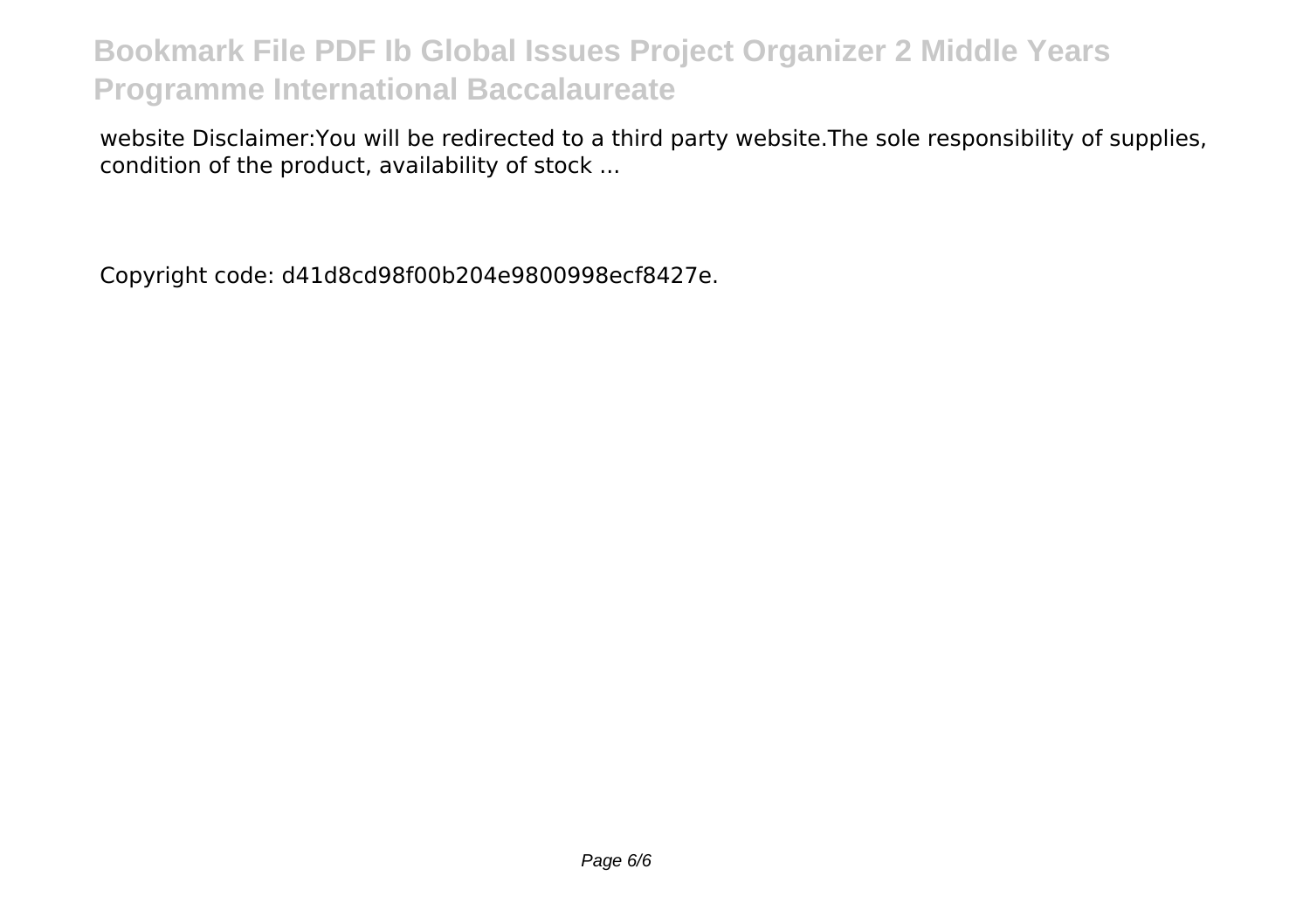website Disclaimer:You will be redirected to a third party website.The sole responsibility of supplies, condition of the product, availability of stock ...

Copyright code: d41d8cd98f00b204e9800998ecf8427e.